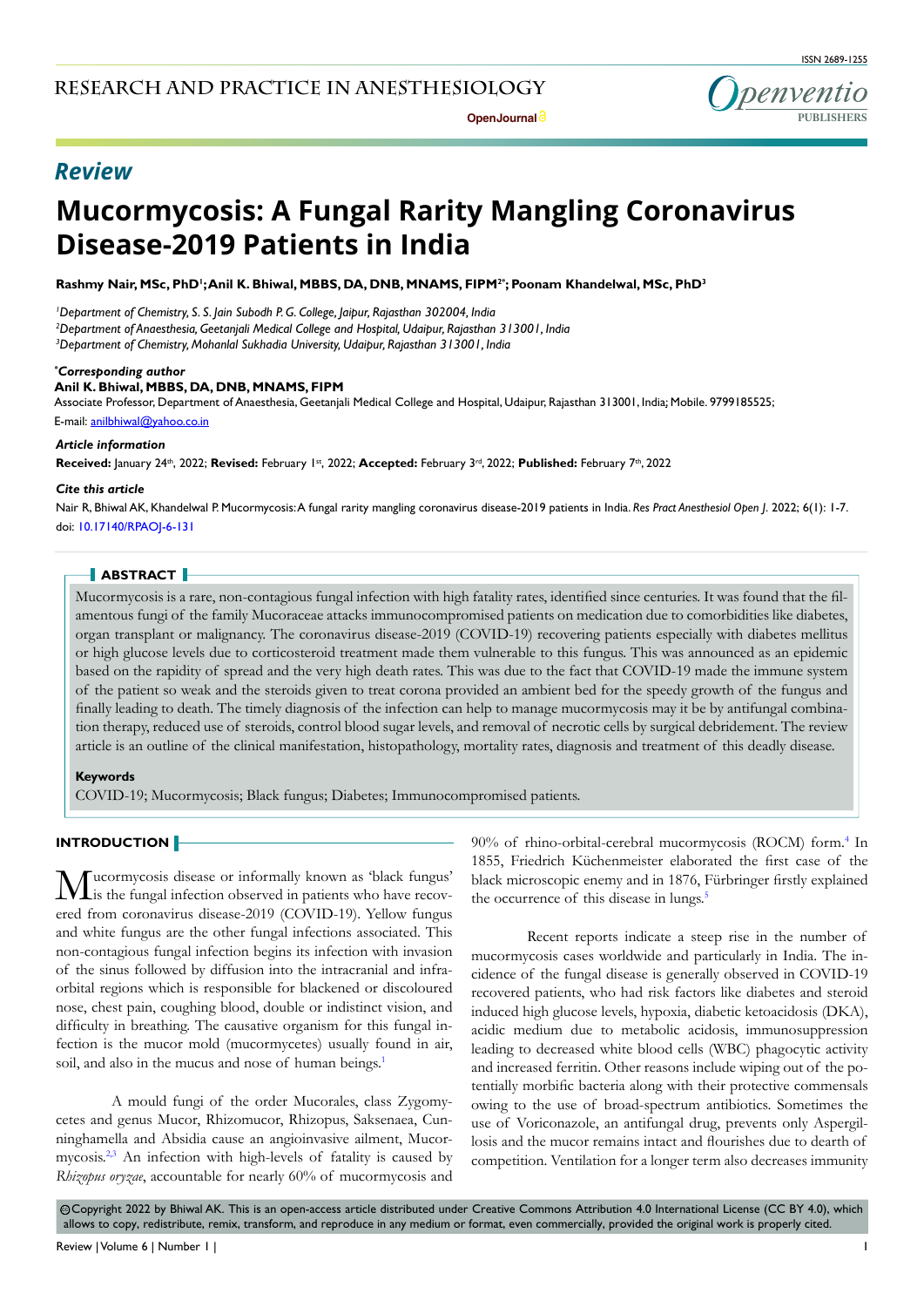## Review

# Mucormycosis: A Fungal Rarity Mangling Coronavirus Disease-2019 Patients in India

**Rashmy Nair, MSc, PhD[1]; Anil K. Bhiwal, MBBS, DA, DNB, MNAMS, FIPM[2*]; Poonam Khandelwal, MSc, PhD[3]**

[1]*Department of Chemistry, S. S. Jain Subodh P. G. College, Jaipur, Rajasthan 302004, India*
[2]*Department of Anaesthesia, Geetanjali Medical College and Hospital, Udaipur, Rajasthan 313001, India*
[3]*Department of Chemistry, Mohanlal Sukhadia University, Udaipur, Rajasthan 313001, India*

***Corresponding author**
**Anil K. Bhiwal, MBBS, DA, DNB, MNAMS, FIPM**
Associate Professor, Department of Anaesthesia, Geetanjali Medical College and Hospital, Udaipur, Rajasthan 313001, India; Mobile. 9799185525;
E-mail: anilbhiwal@yahoo.co.in

***Article information***
**Received:** January 24th, 2022; **Revised:** February 1st, 2022; **Accepted:** February 3rd, 2022; **Published:** February 7th, 2022

***Cite this article***
Nair R, Bhiwal AK, Khandelwal P. Mucormycosis: A fungal rarity mangling coronavirus disease-2019 patients in India. *Res Pract Anesthesiol Open J*. 2022; 6(1): 1-7. doi: 10.17140/RPAOJ-6-131

## ABSTRACT

Mucormycosis is a rare, non-contagious fungal infection with high fatality rates, identified since centuries. It was found that the filamentous fungi of the family Mucoraceae attacks immunocompromised patients on medication due to comorbidities like diabetes, organ transplant or malignancy. The coronavirus disease-2019 (COVID-19) recovering patients especially with diabetes mellitus or high glucose levels due to corticosteroid treatment made them vulnerable to this fungus. This was announced as an epidemic based on the rapidity of spread and the very high death rates. This was due to the fact that COVID-19 made the immune system of the patient so weak and the steroids given to treat corona provided an ambient bed for the speedy growth of the fungus and finally leading to death. The timely diagnosis of the infection can help to manage mucormycosis may it be by antifungal combination therapy, reduced use of steroids, control blood sugar levels, and removal of necrotic cells by surgical debridement. The review article is an outline of the clinical manifestation, histopathology, mortality rates, diagnosis and treatment of this deadly disease.

**Keywords**
COVID-19; Mucormycosis; Black fungus; Diabetes; Immunocompromised patients.

## INTRODUCTION

Mucormycosis disease or informally known as 'black fungus' is the fungal infection observed in patients who have recovered from coronavirus disease-2019 (COVID-19). Yellow fungus and white fungus are the other fungal infections associated. This non-contagious fungal infection begins its infection with invasion of the sinus followed by diffusion into the intracranial and infraorbital regions which is responsible for blackened or discoloured nose, chest pain, coughing blood, double or indistinct vision, and difficulty in breathing. The causative organism for this fungal infection is the mucor mold (mucormycetes) usually found in air, soil, and also in the mucus and nose of human beings.[1]

A mould fungi of the order Mucorales, class Zygomycetes and genus Mucor, Rhizomucor, Rhizopus, Saksenaea, Cunninghamella and Absidia cause an angioinvasive ailment, Mucormycosis.[2,3] An infection with high-levels of fatality is caused by *Rhizopus oryzae*, accountable for nearly 60% of mucormycosis and 90% of rhino-orbital-cerebral mucormycosis (ROCM) form.[4] In 1855, Friedrich Küchenmeister elaborated the first case of the black microscopic enemy and in 1876, Fürbringer firstly explained the occurrence of this disease in lungs.[5]

Recent reports indicate a steep rise in the number of mucormycosis cases worldwide and particularly in India. The incidence of the fungal disease is generally observed in COVID-19 recovered patients, who had risk factors like diabetes and steroid induced high glucose levels, hypoxia, diabetic ketoacidosis (DKA), acidic medium due to metabolic acidosis, immunosuppression leading to decreased white blood cells (WBC) phagocytic activity and increased ferritin. Other reasons include wiping out of the potentially morbific bacteria along with their protective commensals owing to the use of broad-spectrum antibiotics. Sometimes the use of Voriconazole, an antifungal drug, prevents only Aspergillosis and the mucor remains intact and flourishes due to dearth of competition. Ventilation for a longer term also decreases immunity

©Copyright 2022 by Bhiwal AK. This is an open-access article distributed under Creative Commons Attribution 4.0 International License (CC BY 4.0), which allows to copy, redistribute, remix, transform, and reproduce in any medium or format, even commercially, provided the original work is properly cited.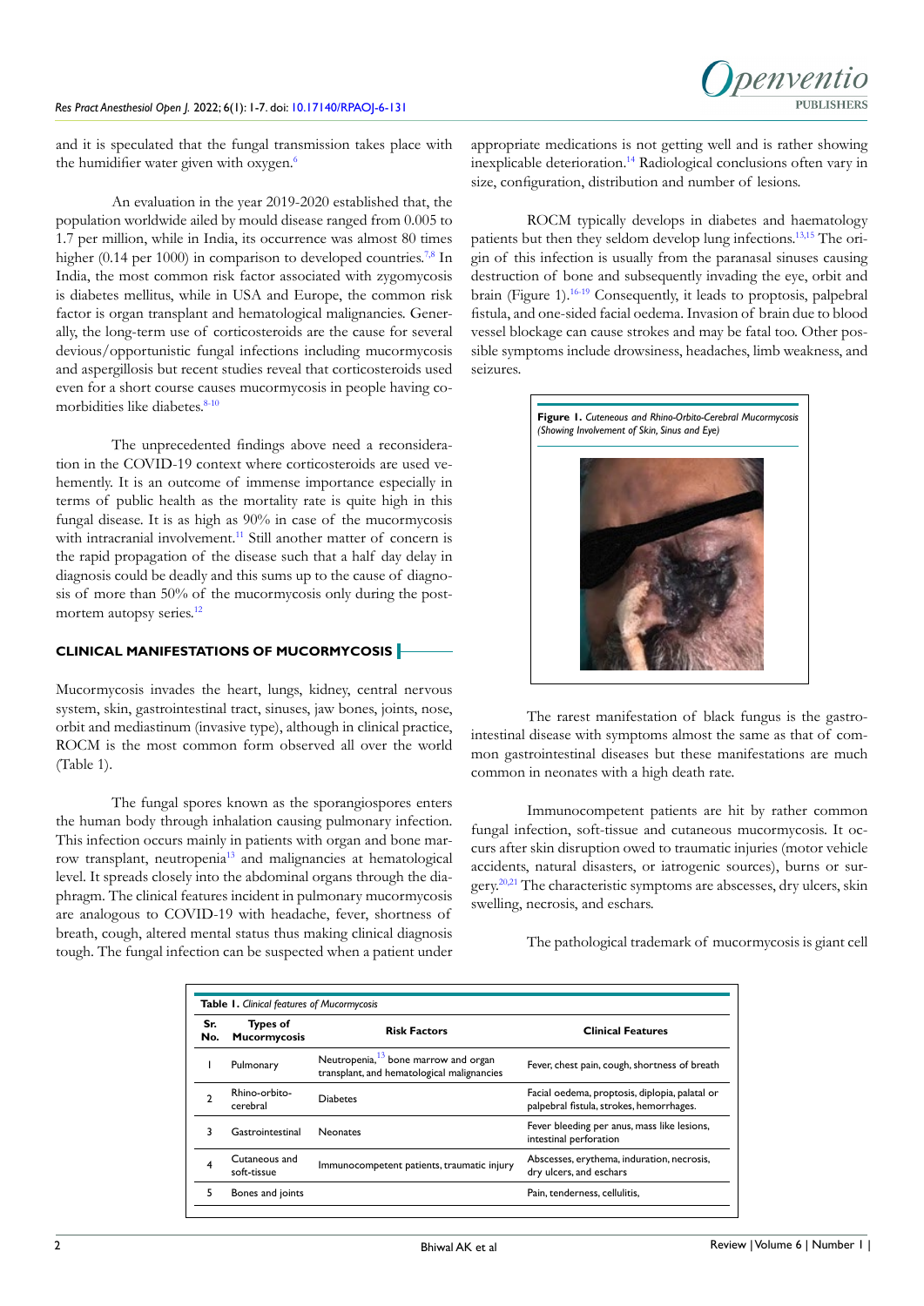and it is speculated that the fungal transmission takes place with the humidifier water given with oxygen.[6]

An evaluation in the year 2019-2020 established that, the population worldwide ailed by mould disease ranged from 0.005 to 1.7 per million, while in India, its occurrence was almost 80 times higher (0.14 per 1000) in comparison to developed countries.[7,8] In India, the most common risk factor associated with zygomycosis is diabetes mellitus, while in USA and Europe, the common risk factor is organ transplant and hematological malignancies. Generally, the long-term use of corticosteroids are the cause for several devious/opportunistic fungal infections including mucormycosis and aspergillosis but recent studies reveal that corticosteroids used even for a short course causes mucormycosis in people having co-morbidities like diabetes.[8-10]

The unprecedented findings above need a reconsideration in the COVID-19 context where corticosteroids are used vehemently. It is an outcome of immense importance especially in terms of public health as the mortality rate is quite high in this fungal disease. It is as high as 90% in case of the mucormycosis with intracranial involvement.[11] Still another matter of concern is the rapid propagation of the disease such that a half day delay in diagnosis could be deadly and this sums up to the cause of diagnosis of more than 50% of the mucormycosis only during the post-mortem autopsy series.[12]

## CLINICAL MANIFESTATIONS OF MUCORMYCOSIS

Mucormycosis invades the heart, lungs, kidney, central nervous system, skin, gastrointestinal tract, sinuses, jaw bones, joints, nose, orbit and mediastinum (invasive type), although in clinical practice, ROCM is the most common form observed all over the world (Table 1).

The fungal spores known as the sporangiospores enters the human body through inhalation causing pulmonary infection. This infection occurs mainly in patients with organ and bone marrow transplant, neutropenia[13] and malignancies at hematological level. It spreads closely into the abdominal organs through the diaphragm. The clinical features incident in pulmonary mucormycosis are analogous to COVID-19 with headache, fever, shortness of breath, cough, altered mental status thus making clinical diagnosis tough. The fungal infection can be suspected when a patient under appropriate medications is not getting well and is rather showing inexplicable deterioration.[14] Radiological conclusions often vary in size, configuration, distribution and number of lesions.

ROCM typically develops in diabetes and haematology patients but then they seldom develop lung infections.[13,15] The origin of this infection is usually from the paranasal sinuses causing destruction of bone and subsequently invading the eye, orbit and brain (Figure 1).[16-19] Consequently, it leads to proptosis, palpebral fistula, and one-sided facial oedema. Invasion of brain due to blood vessel blockage can cause strokes and may be fatal too. Other possible symptoms include drowsiness, headaches, limb weakness, and seizures.

**Figure 1.** *Cuteneous and Rhino-Orbito-Cerebral Mucormycosis (Showing Involvement of Skin, Sinus and Eye)*

The rarest manifestation of black fungus is the gastrointestinal disease with symptoms almost the same as that of common gastrointestinal diseases but these manifestations are much common in neonates with a high death rate.

Immunocompetent patients are hit by rather common fungal infection, soft-tissue and cutaneous mucormycosis. It occurs after skin disruption owed to traumatic injuries (motor vehicle accidents, natural disasters, or iatrogenic sources), burns or surgery.[20,21] The characteristic symptoms are abscesses, dry ulcers, skin swelling, necrosis, and eschars.

The pathological trademark of mucormycosis is giant cell

**Table 1.** *Clinical features of Mucormycosis*

| Sr. No. | Types of Mucormycosis | Risk Factors | Clinical Features |
|---|---|---|---|
| 1 | Pulmonary | Neutropenia,[13] bone marrow and organ transplant, and hematological malignancies | Fever, chest pain, cough, shortness of breath |
| 2 | Rhino-orbito-cerebral | Diabetes | Facial oedema, proptosis, diplopia, palatal or palpebral fistula, strokes, hemorrhages. |
| 3 | Gastrointestinal | Neonates | Fever bleeding per anus, mass like lesions, intestinal perforation |
| 4 | Cutaneous and soft-tissue | Immunocompetent patients, traumatic injury | Abscesses, erythema, induration, necrosis, dry ulcers, and eschars |
| 5 | Bones and joints | | Pain, tenderness, cellulitis, |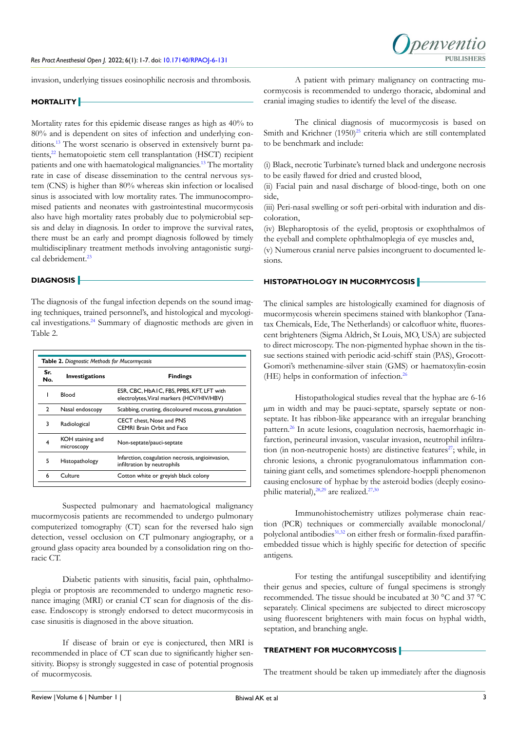invasion, underlying tissues eosinophilic necrosis and thrombosis.

## MORTALITY

Mortality rates for this epidemic disease ranges as high as 40% to 80% and is dependent on sites of infection and underlying conditions.[13] The worst scenario is observed in extensively burnt patients,[22] hematopoietic stem cell transplantation (HSCT) recipient patients and one with haematological malignancies.[13] The mortality rate in case of disease dissemination to the central nervous system (CNS) is higher than 80% whereas skin infection or localised sinus is associated with low mortality rates. The immunocompromised patients and neonates with gastrointestinal mucormycosis also have high mortality rates probably due to polymicrobial sepsis and delay in diagnosis. In order to improve the survival rates, there must be an early and prompt diagnosis followed by timely multidisciplinary treatment methods involving antagonistic surgical debridement.[23]

## DIAGNOSIS

The diagnosis of the fungal infection depends on the sound imaging techniques, trained personnel's, and histological and mycological investigations.[24] Summary of diagnostic methods are given in Table 2.

**Table 2.** *Diagnostic Methods for Mucormycosis*

| Sr. No. | Investigations | Findings |
|---|---|---|
| 1 | Blood | ESR, CBC, HbA1C, FBS, PPBS, KFT, LFT with electrolytes, Viral markers (HCV/HIV/HBV) |
| 2 | Nasal endoscopy | Scabbing, crusting, discoloured mucosa, granulation |
| 3 | Radiological | CECT chest, Nose and PNS<br>CEMRI Brain Orbit and Face |
| 4 | KOH staining and microscopy | Non-septate/pauci-septate |
| 5 | Histopathology | Infarction, coagulation necrosis, angioinvasion, infiltration by neutrophils |
| 6 | Culture | Cotton white or greyish black colony |

Suspected pulmonary and haematological malignancy mucormycosis patients are recommended to undergo pulmonary computerized tomography (CT) scan for the reversed halo sign detection, vessel occlusion on CT pulmonary angiography, or a ground glass opacity area bounded by a consolidation ring on thoracic CT.

Diabetic patients with sinusitis, facial pain, ophthalmoplegia or proptosis are recommended to undergo magnetic resonance imaging (MRI) or cranial CT scan for diagnosis of the disease. Endoscopy is strongly endorsed to detect mucormycosis in case sinusitis is diagnosed in the above situation.

If disease of brain or eye is conjectured, then MRI is recommended in place of CT scan due to significantly higher sensitivity. Biopsy is strongly suggested in case of potential prognosis of mucormycosis.

A patient with primary malignancy on contracting mucormycosis is recommended to undergo thoracic, abdominal and cranial imaging studies to identify the level of the disease.

The clinical diagnosis of mucormycosis is based on Smith and Krichner (1950)[25] criteria which are still contemplated to be benchmark and include:

(i) Black, necrotic Turbinate's turned black and undergone necrosis to be easily flawed for dried and crusted blood,
(ii) Facial pain and nasal discharge of blood-tinge, both on one side,
(iii) Peri-nasal swelling or soft peri-orbital with induration and discoloration,
(iv) Blepharoptosis of the eyelid, proptosis or exophthalmos of the eyeball and complete ophthalmoplegia of eye muscles and,
(v) Numerous cranial nerve palsies incongruent to documented lesions.

## HISTOPATHOLOGY IN MUCORMYCOSIS

The clinical samples are histologically examined for diagnosis of mucormycosis wherein specimens stained with blankophor (Tanatax Chemicals, Ede, The Netherlands) or calcfluor white, fluorescent brighteners (Sigma Aldrich, St Louis, MO, USA) are subjected to direct microscopy. The non-pigmented hyphae shown in the tissue sections stained with periodic acid-schiff stain (PAS), Grocott-Gomori's methenamine-silver stain (GMS) or haematoxylin-eosin (HE) helps in conformation of infection.[26]

Histopathological studies reveal that the hyphae are 6-16 μm in width and may be pauci-septate, sparsely septate or non-septate. It has ribbon-like appearance with an irregular branching pattern.[26] In acute lesions, coagulation necrosis, haemorrhagic infarction, perineural invasion, vascular invasion, neutrophil infiltration (in non-neutropenic hosts) are distinctive features[27]; while, in chronic lesions, a chronic pyogranulomatous inflammation containing giant cells, and sometimes splendore-hoeppli phenomenon causing enclosure of hyphae by the asteroid bodies (deeply eosinophilic material),[28,29] are realized.[27,30]

Immunohistochemistry utilizes polymerase chain reaction (PCR) techniques or commercially available monoclonal/polyclonal antibodies[31,32] on either fresh or formalin-fixed paraffin-embedded tissue which is highly specific for detection of specific antigens.

For testing the antifungal susceptibility and identifying their genus and species, culture of fungal specimens is strongly recommended. The tissue should be incubated at 30 °C and 37 °C separately. Clinical specimens are subjected to direct microscopy using fluorescent brighteners with main focus on hyphal width, septation, and branching angle.

## TREATMENT FOR MUCORMYCOSIS

The treatment should be taken up immediately after the diagnosis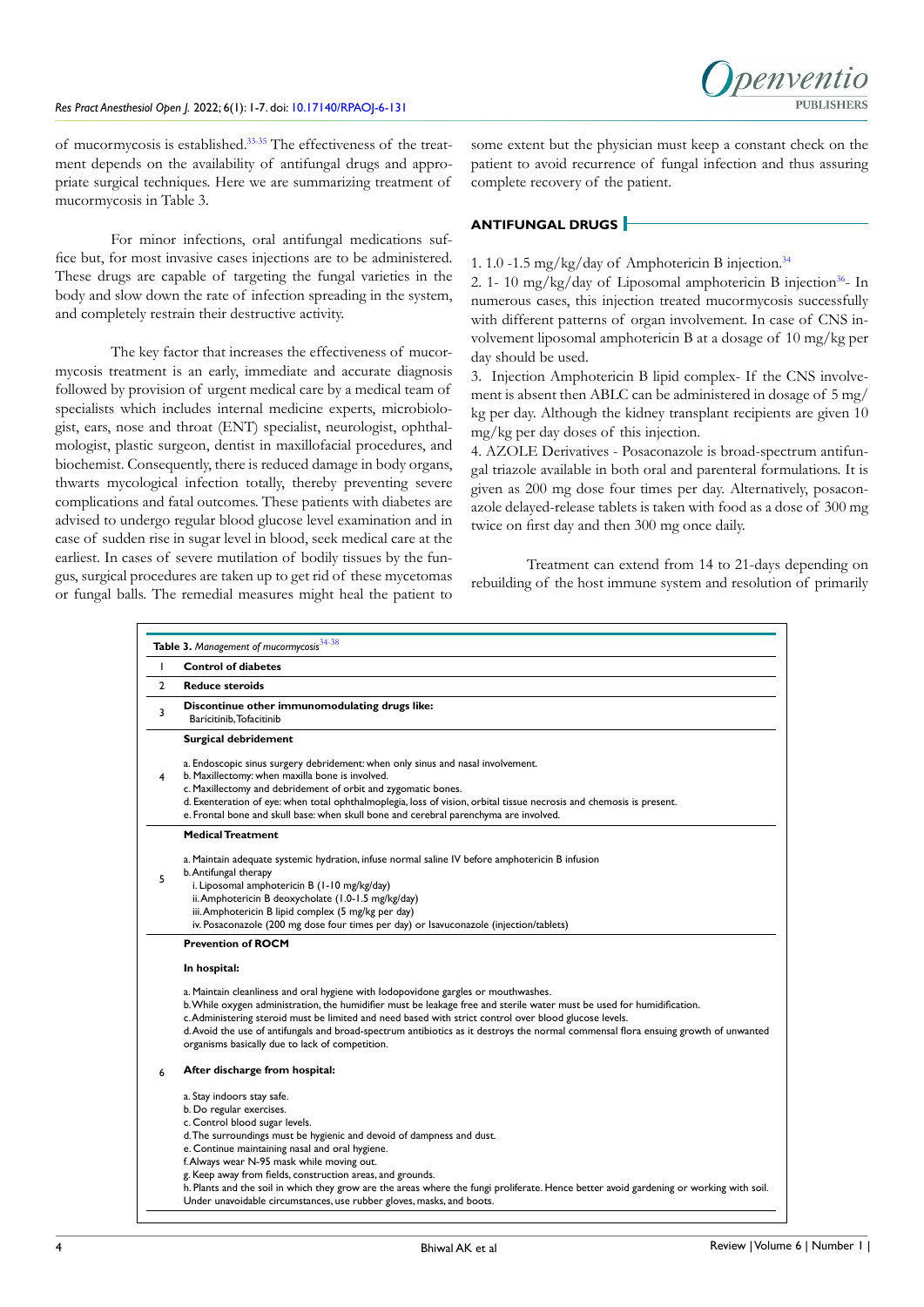of mucormycosis is established.[33-35] The effectiveness of the treatment depends on the availability of antifungal drugs and appropriate surgical techniques. Here we are summarizing treatment of mucormycosis in Table 3.

For minor infections, oral antifungal medications suffice but, for most invasive cases injections are to be administered. These drugs are capable of targeting the fungal varieties in the body and slow down the rate of infection spreading in the system, and completely restrain their destructive activity.

The key factor that increases the effectiveness of mucormycosis treatment is an early, immediate and accurate diagnosis followed by provision of urgent medical care by a medical team of specialists which includes internal medicine experts, microbiologist, ears, nose and throat (ENT) specialist, neurologist, ophthalmologist, plastic surgeon, dentist in maxillofacial procedures, and biochemist. Consequently, there is reduced damage in body organs, thwarts mycological infection totally, thereby preventing severe complications and fatal outcomes. These patients with diabetes are advised to undergo regular blood glucose level examination and in case of sudden rise in sugar level in blood, seek medical care at the earliest. In cases of severe mutilation of bodily tissues by the fungus, surgical procedures are taken up to get rid of these mycetomas or fungal balls. The remedial measures might heal the patient to some extent but the physician must keep a constant check on the patient to avoid recurrence of fungal infection and thus assuring complete recovery of the patient.

## ANTIFUNGAL DRUGS

1. 1.0 -1.5 mg/kg/day of Amphotericin B injection.[34]
2. 1- 10 mg/kg/day of Liposomal amphotericin B injection[36]- In numerous cases, this injection treated mucormycosis successfully with different patterns of organ involvement. In case of CNS involvement liposomal amphotericin B at a dosage of 10 mg/kg per day should be used.
3. Injection Amphotericin B lipid complex- If the CNS involvement is absent then ABLC can be administered in dosage of 5 mg/kg per day. Although the kidney transplant recipients are given 10 mg/kg per day doses of this injection.
4. AZOLE Derivatives - Posaconazole is broad-spectrum antifungal triazole available in both oral and parenteral formulations. It is given as 200 mg dose four times per day. Alternatively, posaconazole delayed-release tablets is taken with food as a dose of 300 mg twice on first day and then 300 mg once daily.

Treatment can extend from 14 to 21-days depending on rebuilding of the host immune system and resolution of primarily

**Table 3.** *Management of mucormycosis*[34-38]

| | |
|---|---|
| 1 | **Control of diabetes** |
| 2 | **Reduce steroids** |
| 3 | **Discontinue other immunomodulating drugs like:**<br>Baricitinib, Tofacitinib |
| 4 | **Surgical debridement**<br>a. Endoscopic sinus surgery debridement: when only sinus and nasal involvement.<br>b. Maxillectomy: when maxilla bone is involved.<br>c. Maxillectomy and debridement of orbit and zygomatic bones.<br>d. Exenteration of eye: when total ophthalmoplegia, loss of vision, orbital tissue necrosis and chemosis is present.<br>e. Frontal bone and skull base: when skull bone and cerebral parenchyma are involved. |
| 5 | **Medical Treatment**<br>a. Maintain adequate systemic hydration, infuse normal saline IV before amphotericin B infusion<br>b. Antifungal therapy<br>i. Liposomal amphotericin B (1-10 mg/kg/day)<br>ii. Amphotericin B deoxycholate (1.0-1.5 mg/kg/day)<br>iii. Amphotericin B lipid complex (5 mg/kg per day)<br>iv. Posaconazole (200 mg dose four times per day) or Isavuconazole (injection/tablets) |
| 6 | **Prevention of ROCM**<br>**In hospital:**<br>a. Maintain cleanliness and oral hygiene with Iodopovidone gargles or mouthwashes.<br>b. While oxygen administration, the humidifier must be leakage free and sterile water must be used for humidification.<br>c. Administering steroid must be limited and need based with strict control over blood glucose levels.<br>d. Avoid the use of antifungals and broad-spectrum antibiotics as it destroys the normal commensal flora ensuing growth of unwanted organisms basically due to lack of competition.<br>**After discharge from hospital:**<br>a. Stay indoors stay safe.<br>b. Do regular exercises.<br>c. Control blood sugar levels.<br>d. The surroundings must be hygienic and devoid of dampness and dust.<br>e. Continue maintaining nasal and oral hygiene.<br>f. Always wear N-95 mask while moving out.<br>g. Keep away from fields, construction areas, and grounds.<br>h. Plants and the soil in which they grow are the areas where the fungi proliferate. Hence better avoid gardening or working with soil. Under unavoidable circumstances, use rubber gloves, masks, and boots. |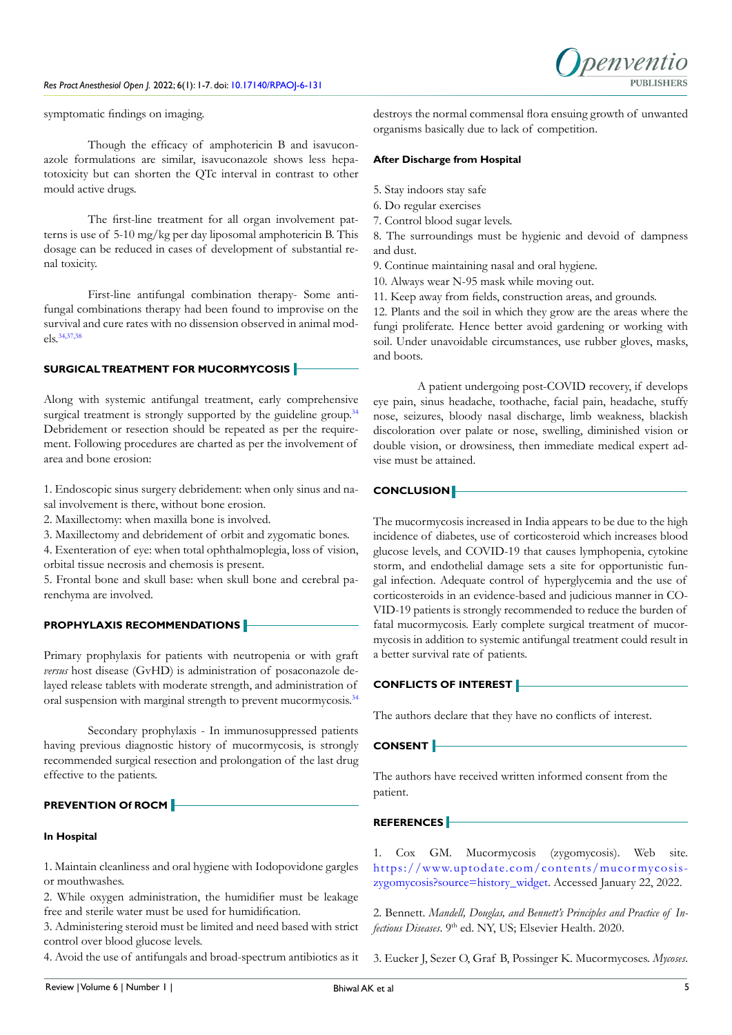symptomatic findings on imaging.

Though the efficacy of amphotericin B and isavuconazole formulations are similar, isavuconazole shows less hepatotoxicity but can shorten the QTc interval in contrast to other mould active drugs.

The first-line treatment for all organ involvement patterns is use of 5-10 mg/kg per day liposomal amphotericin B. This dosage can be reduced in cases of development of substantial renal toxicity.

First-line antifungal combination therapy- Some antifungal combinations therapy had been found to improvise on the survival and cure rates with no dissension observed in animal models.[34,37,38]

## SURGICAL TREATMENT FOR MUCORMYCOSIS

Along with systemic antifungal treatment, early comprehensive surgical treatment is strongly supported by the guideline group.[34] Debridement or resection should be repeated as per the requirement. Following procedures are charted as per the involvement of area and bone erosion:

1. Endoscopic sinus surgery debridement: when only sinus and nasal involvement is there, without bone erosion.
2. Maxillectomy: when maxilla bone is involved.
3. Maxillectomy and debridement of orbit and zygomatic bones.
4. Exenteration of eye: when total ophthalmoplegia, loss of vision, orbital tissue necrosis and chemosis is present.
5. Frontal bone and skull base: when skull bone and cerebral parenchyma are involved.

## PROPHYLAXIS RECOMMENDATIONS

Primary prophylaxis for patients with neutropenia or with graft *versus* host disease (GvHD) is administration of posaconazole delayed release tablets with moderate strength, and administration of oral suspension with marginal strength to prevent mucormycosis.[34]

Secondary prophylaxis - In immunosuppressed patients having previous diagnostic history of mucormycosis, is strongly recommended surgical resection and prolongation of the last drug effective to the patients.

## PREVENTION Of ROCM

### In Hospital

1. Maintain cleanliness and oral hygiene with Iodopovidone gargles or mouthwashes.
2. While oxygen administration, the humidifier must be leakage free and sterile water must be used for humidification.
3. Administering steroid must be limited and need based with strict control over blood glucose levels.
4. Avoid the use of antifungals and broad-spectrum antibiotics as it destroys the normal commensal flora ensuing growth of unwanted organisms basically due to lack of competition.

### After Discharge from Hospital

5. Stay indoors stay safe
6. Do regular exercises
7. Control blood sugar levels.
8. The surroundings must be hygienic and devoid of dampness and dust.
9. Continue maintaining nasal and oral hygiene.
10. Always wear N-95 mask while moving out.
11. Keep away from fields, construction areas, and grounds.
12. Plants and the soil in which they grow are the areas where the fungi proliferate. Hence better avoid gardening or working with soil. Under unavoidable circumstances, use rubber gloves, masks, and boots.

A patient undergoing post-COVID recovery, if develops eye pain, sinus headache, toothache, facial pain, headache, stuffy nose, seizures, bloody nasal discharge, limb weakness, blackish discoloration over palate or nose, swelling, diminished vision or double vision, or drowsiness, then immediate medical expert advise must be attained.

## CONCLUSION

The mucormycosis increased in India appears to be due to the high incidence of diabetes, use of corticosteroid which increases blood glucose levels, and COVID-19 that causes lymphopenia, cytokine storm, and endothelial damage sets a site for opportunistic fungal infection. Adequate control of hyperglycemia and the use of corticosteroids in an evidence-based and judicious manner in COVID-19 patients is strongly recommended to reduce the burden of fatal mucormycosis. Early complete surgical treatment of mucormycosis in addition to systemic antifungal treatment could result in a better survival rate of patients.

## CONFLICTS OF INTEREST

The authors declare that they have no conflicts of interest.

## CONSENT

The authors have received written informed consent from the patient.

## REFERENCES

1. Cox GM. Mucormycosis (zygomycosis). Web site. https://www.uptodate.com/contents/mucormycosis-zygomycosis?source=history_widget. Accessed January 22, 2022.

2. Bennett. *Mandell, Douglas, and Bennett's Principles and Practice of Infectious Diseases*. 9th ed. NY, US; Elsevier Health. 2020.

3. Eucker J, Sezer O, Graf B, Possinger K. Mucormycoses. *Mycoses*.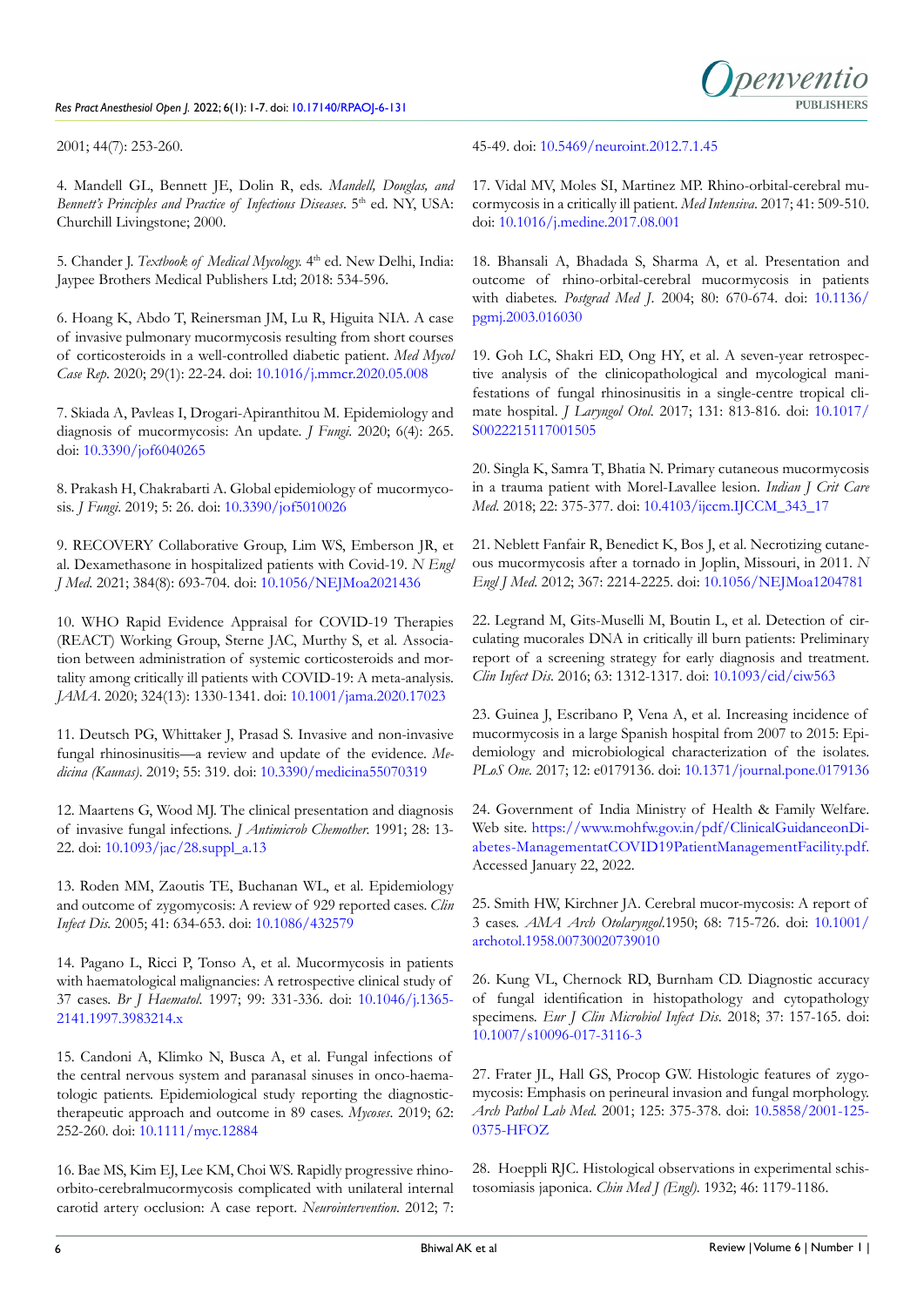2001; 44(7): 253-260.

4. Mandell GL, Bennett JE, Dolin R, eds. *Mandell, Douglas, and Bennett's Principles and Practice of Infectious Diseases*. 5th ed. NY, USA: Churchill Livingstone; 2000.

5. Chander J. *Textbook of Medical Mycology.* 4th ed. New Delhi, India: Jaypee Brothers Medical Publishers Ltd; 2018: 534-596.

6. Hoang K, Abdo T, Reinersman JM, Lu R, Higuita NIA. A case of invasive pulmonary mucormycosis resulting from short courses of corticosteroids in a well-controlled diabetic patient. *Med Mycol Case Rep*. 2020; 29(1): 22-24. doi: 10.1016/j.mmcr.2020.05.008

7. Skiada A, Pavleas I, Drogari-Apiranthitou M. Epidemiology and diagnosis of mucormycosis: An update. *J Fungi*. 2020; 6(4): 265. doi: 10.3390/jof6040265

8. Prakash H, Chakrabarti A. Global epidemiology of mucormycosis. *J Fungi*. 2019; 5: 26. doi: 10.3390/jof5010026

9. RECOVERY Collaborative Group, Lim WS, Emberson JR, et al. Dexamethasone in hospitalized patients with Covid-19. *N Engl J Med*. 2021; 384(8): 693-704. doi: 10.1056/NEJMoa2021436

10. WHO Rapid Evidence Appraisal for COVID-19 Therapies (REACT) Working Group, Sterne JAC, Murthy S, et al. Association between administration of systemic corticosteroids and mortality among critically ill patients with COVID-19: A meta-analysis. *JAMA*. 2020; 324(13): 1330-1341. doi: 10.1001/jama.2020.17023

11. Deutsch PG, Whittaker J, Prasad S. Invasive and non-invasive fungal rhinosinusitis—a review and update of the evidence. *Medicina (Kaunas)*. 2019; 55: 319. doi: 10.3390/medicina55070319

12. Maartens G, Wood MJ. The clinical presentation and diagnosis of invasive fungal infections. *J Antimicrob Chemother*. 1991; 28: 13-22. doi: 10.1093/jac/28.suppl_a.13

13. Roden MM, Zaoutis TE, Buchanan WL, et al. Epidemiology and outcome of zygomycosis: A review of 929 reported cases. *Clin Infect Dis*. 2005; 41: 634-653. doi: 10.1086/432579

14. Pagano L, Ricci P, Tonso A, et al. Mucormycosis in patients with haematological malignancies: A retrospective clinical study of 37 cases. *Br J Haematol*. 1997; 99: 331-336. doi: 10.1046/j.1365-2141.1997.3983214.x

15. Candoni A, Klimko N, Busca A, et al. Fungal infections of the central nervous system and paranasal sinuses in onco-haematologic patients. Epidemiological study reporting the diagnostic-therapeutic approach and outcome in 89 cases. *Mycoses*. 2019; 62: 252-260. doi: 10.1111/myc.12884

16. Bae MS, Kim EJ, Lee KM, Choi WS. Rapidly progressive rhino-orbito-cerebralmucormycosis complicated with unilateral internal carotid artery occlusion: A case report. *Neurointervention*. 2012; 7: 45-49. doi: 10.5469/neuroint.2012.7.1.45

17. Vidal MV, Moles SI, Martinez MP. Rhino-orbital-cerebral mucormycosis in a critically ill patient. *Med Intensiva*. 2017; 41: 509-510. doi: 10.1016/j.medine.2017.08.001

18. Bhansali A, Bhadada S, Sharma A, et al. Presentation and outcome of rhino-orbital-cerebral mucormycosis in patients with diabetes. *Postgrad Med J*. 2004; 80: 670-674. doi: 10.1136/pgmj.2003.016030

19. Goh LC, Shakri ED, Ong HY, et al. A seven-year retrospective analysis of the clinicopathological and mycological manifestations of fungal rhinosinusitis in a single-centre tropical climate hospital. *J Laryngol Otol*. 2017; 131: 813-816. doi: 10.1017/S0022215117001505

20. Singla K, Samra T, Bhatia N. Primary cutaneous mucormycosis in a trauma patient with Morel-Lavallee lesion. *Indian J Crit Care Med*. 2018; 22: 375-377. doi: 10.4103/ijccm.IJCCM_343_17

21. Neblett Fanfair R, Benedict K, Bos J, et al. Necrotizing cutaneous mucormycosis after a tornado in Joplin, Missouri, in 2011. *N Engl J Med*. 2012; 367: 2214-2225. doi: 10.1056/NEJMoa1204781

22. Legrand M, Gits-Muselli M, Boutin L, et al. Detection of circulating mucorales DNA in critically ill burn patients: Preliminary report of a screening strategy for early diagnosis and treatment. *Clin Infect Dis*. 2016; 63: 1312-1317. doi: 10.1093/cid/ciw563

23. Guinea J, Escribano P, Vena A, et al. Increasing incidence of mucormycosis in a large Spanish hospital from 2007 to 2015: Epidemiology and microbiological characterization of the isolates. *PLoS One*. 2017; 12: e0179136. doi: 10.1371/journal.pone.0179136

24. Government of India Ministry of Health & Family Welfare. Web site. https://www.mohfw.gov.in/pdf/ClinicalGuidanceonDiabetes-ManagementatCOVID19PatientManagementFacility.pdf. Accessed January 22, 2022.

25. Smith HW, Kirchner JA. Cerebral mucor-mycosis: A report of 3 cases. *AMA Arch Otolaryngol*.1950; 68: 715-726. doi: 10.1001/archotol.1958.00730020739010

26. Kung VL, Chernock RD, Burnham CD. Diagnostic accuracy of fungal identification in histopathology and cytopathology specimens. *Eur J Clin Microbiol Infect Dis*. 2018; 37: 157-165. doi: 10.1007/s10096-017-3116-3

27. Frater JL, Hall GS, Procop GW. Histologic features of zygomycosis: Emphasis on perineural invasion and fungal morphology. *Arch Pathol Lab Med*. 2001; 125: 375-378. doi: 10.5858/2001-125-0375-HFOZ

28. Hoeppli RJC. Histological observations in experimental schistosomiasis japonica. *Chin Med J (Engl)*. 1932; 46: 1179-1186.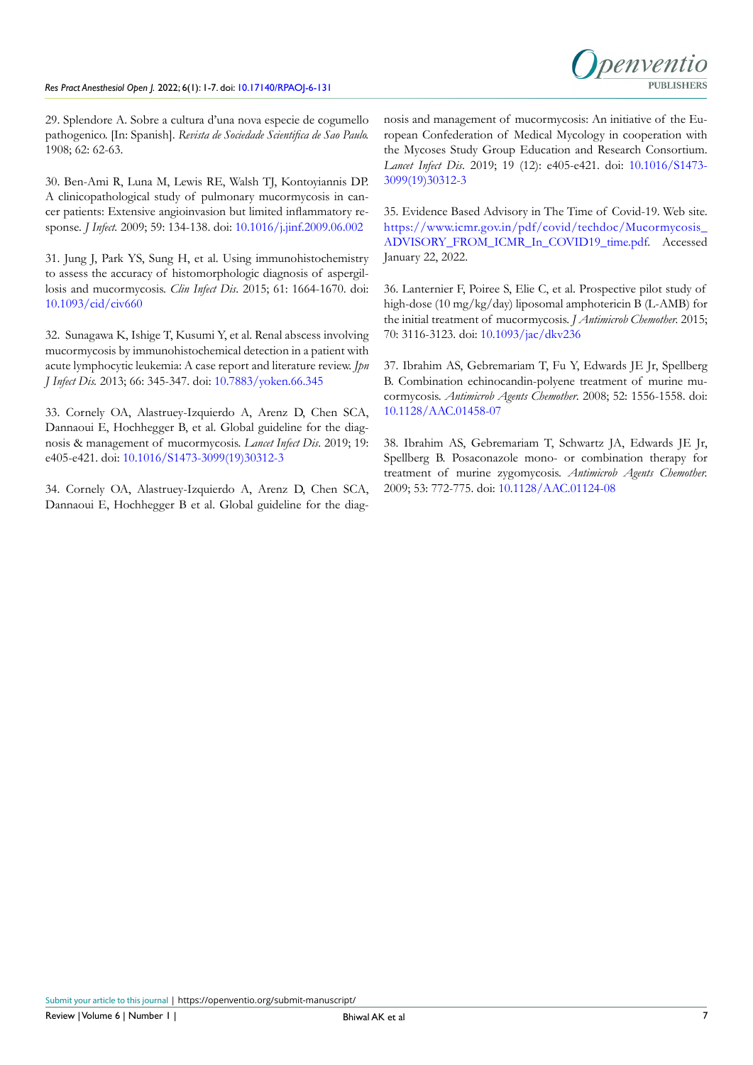29. Splendore A. Sobre a cultura d'una nova especie de cogumello pathogenico. [In: Spanish]. *Revista de Sociedade Scientifica de Sao Paulo.* 1908; 62: 62-63.

30. Ben-Ami R, Luna M, Lewis RE, Walsh TJ, Kontoyiannis DP. A clinicopathological study of pulmonary mucormycosis in cancer patients: Extensive angioinvasion but limited inflammatory response. *J Infect.* 2009; 59: 134-138. doi: 10.1016/j.jinf.2009.06.002

31. Jung J, Park YS, Sung H, et al. Using immunohistochemistry to assess the accuracy of histomorphologic diagnosis of aspergillosis and mucormycosis. *Clin Infect Dis*. 2015; 61: 1664-1670. doi: 10.1093/cid/civ660

32. Sunagawa K, Ishige T, Kusumi Y, et al. Renal abscess involving mucormycosis by immunohistochemical detection in a patient with acute lymphocytic leukemia: A case report and literature review. *Jpn J Infect Dis.* 2013; 66: 345-347. doi: 10.7883/yoken.66.345

33. Cornely OA, Alastruey-Izquierdo A, Arenz D, Chen SCA, Dannaoui E, Hochhegger B, et al. Global guideline for the diagnosis & management of mucormycosis. *Lancet Infect Dis*. 2019; 19: e405-e421. doi: 10.1016/S1473-3099(19)30312-3

34. Cornely OA, Alastruey-Izquierdo A, Arenz D, Chen SCA, Dannaoui E, Hochhegger B et al. Global guideline for the diagnosis and management of mucormycosis: An initiative of the European Confederation of Medical Mycology in cooperation with the Mycoses Study Group Education and Research Consortium. *Lancet Infect Dis*. 2019; 19 (12): e405-e421. doi: 10.1016/S1473-3099(19)30312-3

35. Evidence Based Advisory in The Time of Covid-19. Web site. https://www.icmr.gov.in/pdf/covid/techdoc/Mucormycosis_ADVISORY_FROM_ICMR_In_COVID19_time.pdf. Accessed January 22, 2022.

36. Lanternier F, Poiree S, Elie C, et al. Prospective pilot study of high-dose (10 mg/kg/day) liposomal amphotericin B (L-AMB) for the initial treatment of mucormycosis. *J Antimicrob Chemother*. 2015; 70: 3116-3123. doi: 10.1093/jac/dkv236

37. Ibrahim AS, Gebremariam T, Fu Y, Edwards JE Jr, Spellberg B. Combination echinocandin-polyene treatment of murine mucormycosis. *Antimicrob Agents Chemother*. 2008; 52: 1556-1558. doi: 10.1128/AAC.01458-07

38. Ibrahim AS, Gebremariam T, Schwartz JA, Edwards JE Jr, Spellberg B. Posaconazole mono- or combination therapy for treatment of murine zygomycosis. *Antimicrob Agents Chemother.* 2009; 53: 772-775. doi: 10.1128/AAC.01124-08